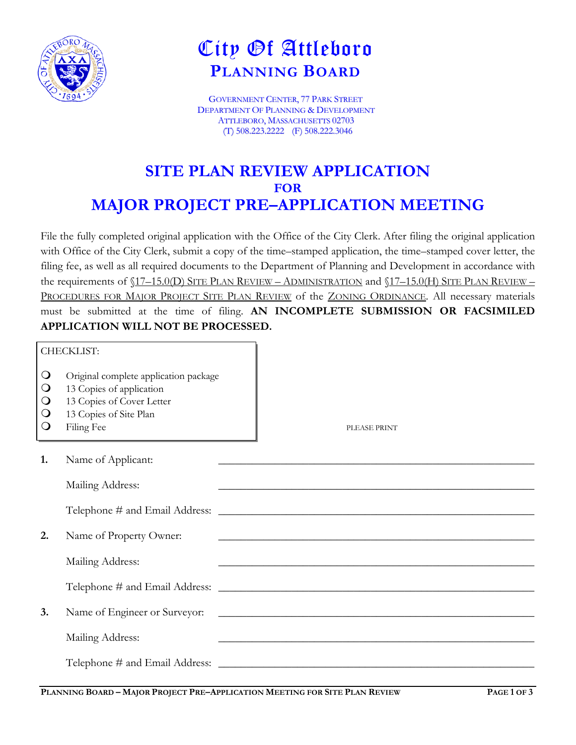# City Of Attleboro
## PLANNING BOARD

GOVERNMENT CENTER, 77 PARK STREET
DEPARTMENT OF PLANNING & DEVELOPMENT
ATTLEBORO, MASSACHUSETTS 02703
(T) 508.223.2222 (F) 508.222.3046

# SITE PLAN REVIEW APPLICATION
## FOR
# MAJOR PROJECT PRE–APPLICATION MEETING

File the fully completed original application with the Office of the City Clerk. After filing the original application with Office of the City Clerk, submit a copy of the time–stamped application, the time–stamped cover letter, the filing fee, as well as all required documents to the Department of Planning and Development in accordance with the requirements of §17–15.0(D) SITE PLAN REVIEW – ADMINISTRATION and §17–15.0(H) SITE PLAN REVIEW – PROCEDURES FOR MAJOR PROJECT SITE PLAN REVIEW of the ZONING ORDINANCE. All necessary materials must be submitted at the time of filing. **AN INCOMPLETE SUBMISSION OR FACSIMILED APPLICATION WILL NOT BE PROCESSED.**

CHECKLIST:

- ❍ Original complete application package
- ❍ 13 Copies of application
- ❍ 13 Copies of Cover Letter
- ❍ 13 Copies of Site Plan
- ❍ Filing Fee

PLEASE PRINT

**1.** Name of Applicant: ______________________________

Mailing Address: ______________________________

Telephone # and Email Address: ______________________________

**2.** Name of Property Owner: ______________________________

Mailing Address: ______________________________

Telephone # and Email Address: ______________________________

**3.** Name of Engineer or Surveyor: ______________________________

Mailing Address: ______________________________

Telephone # and Email Address: ______________________________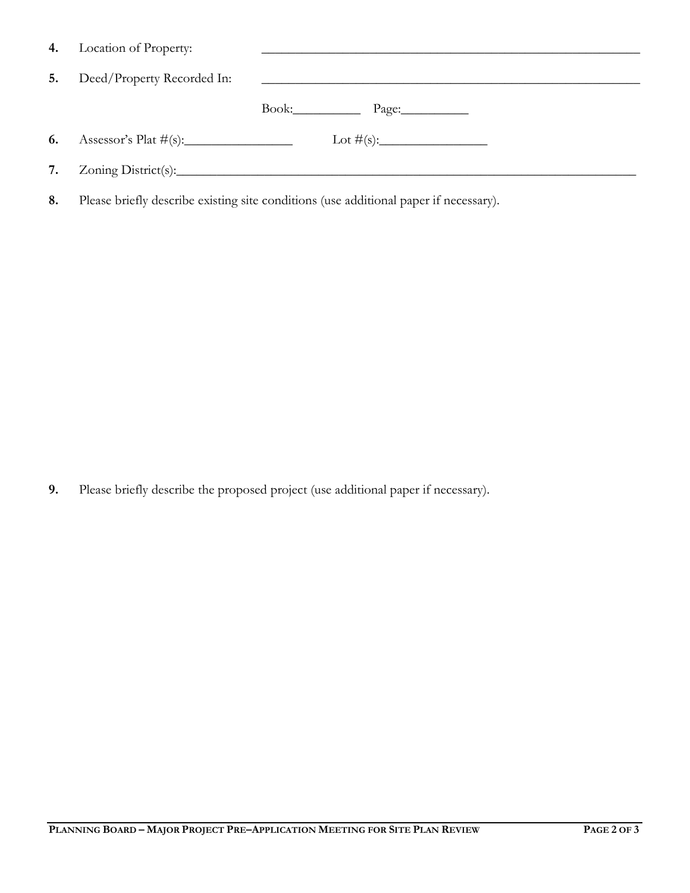4. Location of Property: ____________________________________________

5. Deed/Property Recorded In: ____________________________________________

   Book:__________ Page:__________

6. Assessor's Plat #(s):________________ Lot #(s):________________

7. Zoning District(s):______________________________________________________________

8. Please briefly describe existing site conditions (use additional paper if necessary).

9. Please briefly describe the proposed project (use additional paper if necessary).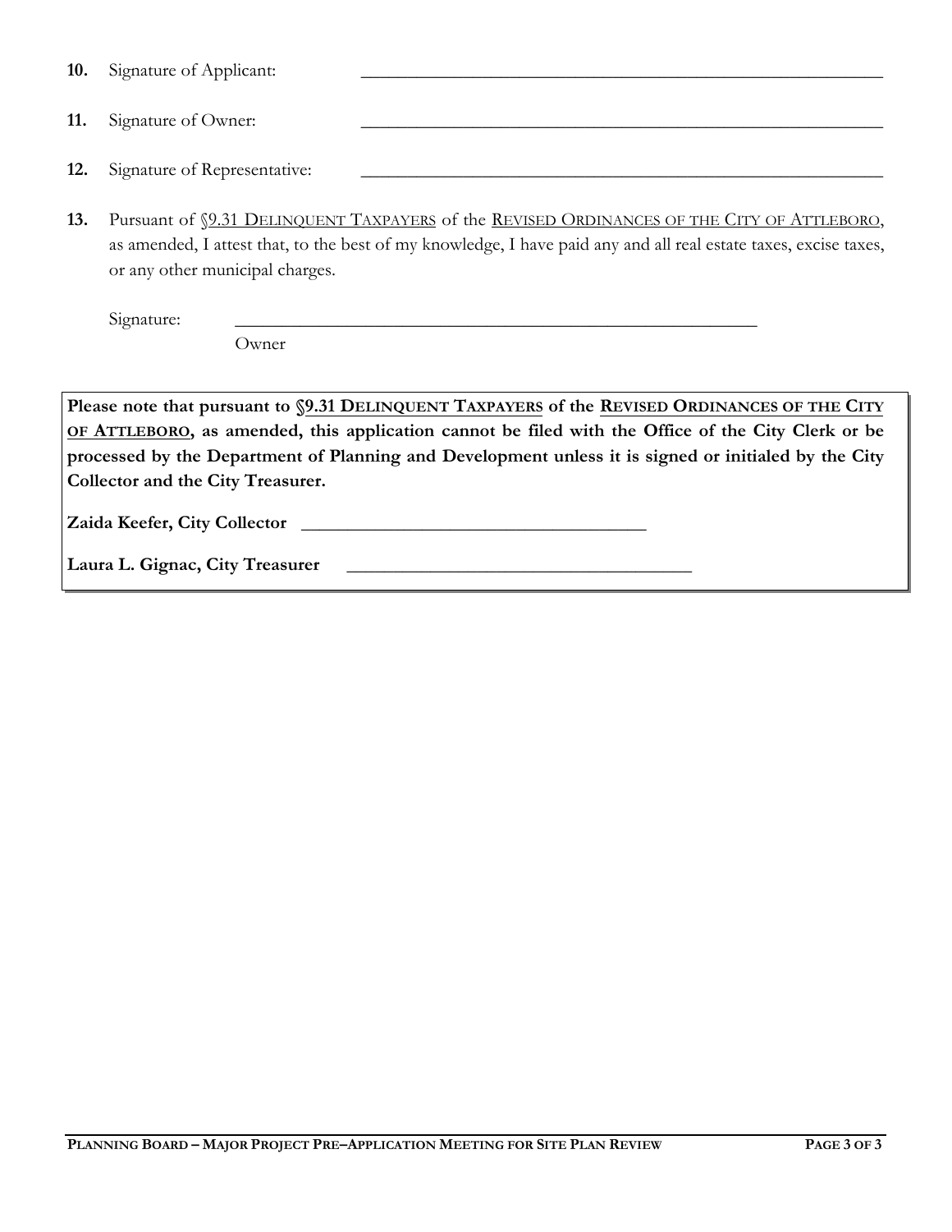**10.** Signature of Applicant: ____________________________________________

**11.** Signature of Owner: ____________________________________________

**12.** Signature of Representative: ____________________________________________

**13.** Pursuant of §9.31 DELINQUENT TAXPAYERS of the REVISED ORDINANCES OF THE CITY OF ATTLEBORO, as amended, I attest that, to the best of my knowledge, I have paid any and all real estate taxes, excise taxes, or any other municipal charges.

Signature: ____________________________________________
Owner

**Please note that pursuant to §9.31 DELINQUENT TAXPAYERS of the REVISED ORDINANCES OF THE CITY OF ATTLEBORO, as amended, this application cannot be filed with the Office of the City Clerk or be processed by the Department of Planning and Development unless it is signed or initialed by the City Collector and the City Treasurer.**

**Zaida Keefer, City Collector** ______________________________

**Laura L. Gignac, City Treasurer** ______________________________